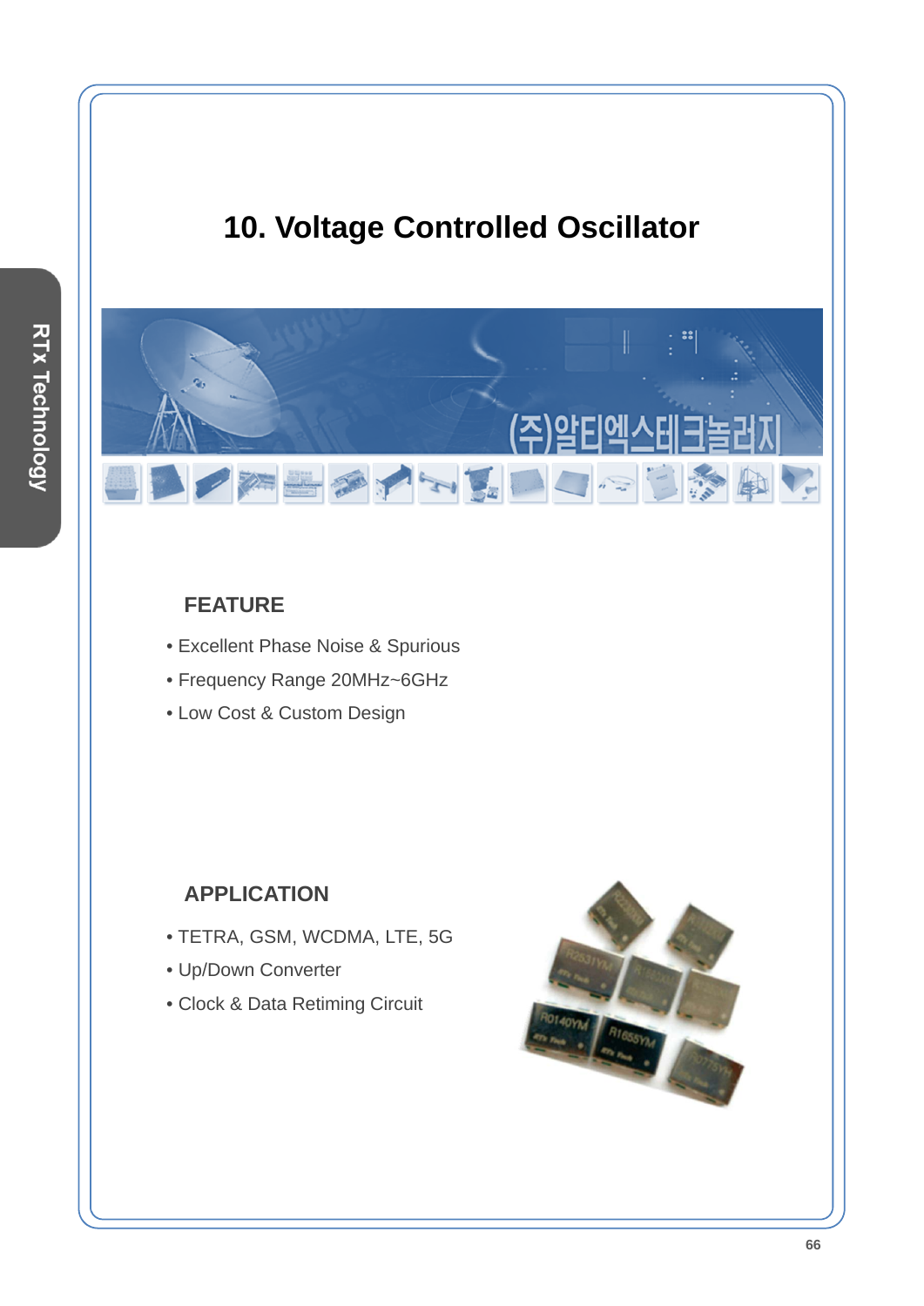# 10. Voltage Controlled Oscillator

## FEATURE

- Excellent Phase Noise & Spurious
- Frequency Range 20MHz~6GHz
- Low Cost & Custom Design

## APPLICATION

- TETRA, GSM, WCDMA, LTE, 5G
- Up/Down Converter
- Clock & Data Retiming Circuit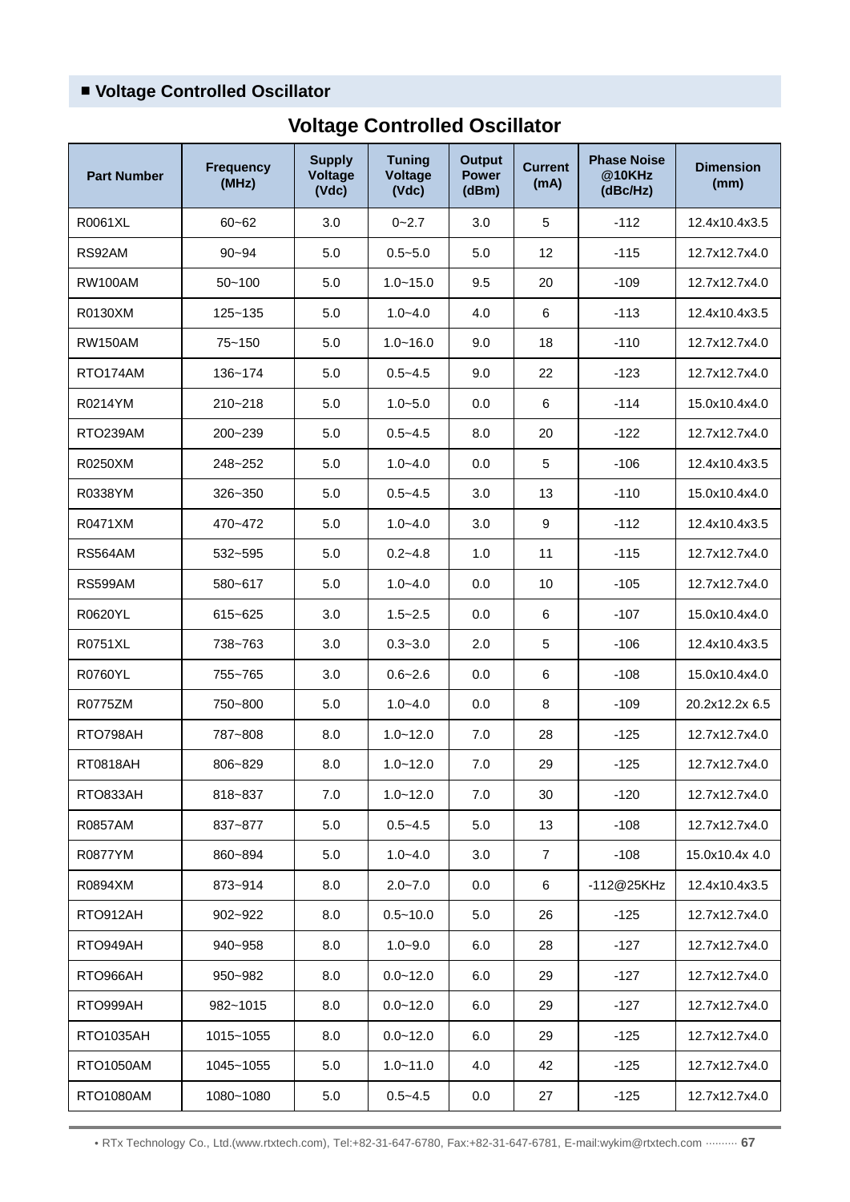## ■ Voltage Controlled Oscillator

### Voltage Controlled Oscillator

| Part Number | Frequency (MHz) | Supply Voltage (Vdc) | Tuning Voltage (Vdc) | Output Power (dBm) | Current (mA) | Phase Noise @10KHz (dBc/Hz) | Dimension (mm) |
|---|---|---|---|---|---|---|---|
| R0061XL | 60~62 | 3.0 | 0~2.7 | 3.0 | 5 | -112 | 12.4x10.4x3.5 |
| RS92AM | 90~94 | 5.0 | 0.5~5.0 | 5.0 | 12 | -115 | 12.7x12.7x4.0 |
| RW100AM | 50~100 | 5.0 | 1.0~15.0 | 9.5 | 20 | -109 | 12.7x12.7x4.0 |
| R0130XM | 125~135 | 5.0 | 1.0~4.0 | 4.0 | 6 | -113 | 12.4x10.4x3.5 |
| RW150AM | 75~150 | 5.0 | 1.0~16.0 | 9.0 | 18 | -110 | 12.7x12.7x4.0 |
| RTO174AM | 136~174 | 5.0 | 0.5~4.5 | 9.0 | 22 | -123 | 12.7x12.7x4.0 |
| R0214YM | 210~218 | 5.0 | 1.0~5.0 | 0.0 | 6 | -114 | 15.0x10.4x4.0 |
| RTO239AM | 200~239 | 5.0 | 0.5~4.5 | 8.0 | 20 | -122 | 12.7x12.7x4.0 |
| R0250XM | 248~252 | 5.0 | 1.0~4.0 | 0.0 | 5 | -106 | 12.4x10.4x3.5 |
| R0338YM | 326~350 | 5.0 | 0.5~4.5 | 3.0 | 13 | -110 | 15.0x10.4x4.0 |
| R0471XM | 470~472 | 5.0 | 1.0~4.0 | 3.0 | 9 | -112 | 12.4x10.4x3.5 |
| RS564AM | 532~595 | 5.0 | 0.2~4.8 | 1.0 | 11 | -115 | 12.7x12.7x4.0 |
| RS599AM | 580~617 | 5.0 | 1.0~4.0 | 0.0 | 10 | -105 | 12.7x12.7x4.0 |
| R0620YL | 615~625 | 3.0 | 1.5~2.5 | 0.0 | 6 | -107 | 15.0x10.4x4.0 |
| R0751XL | 738~763 | 3.0 | 0.3~3.0 | 2.0 | 5 | -106 | 12.4x10.4x3.5 |
| R0760YL | 755~765 | 3.0 | 0.6~2.6 | 0.0 | 6 | -108 | 15.0x10.4x4.0 |
| R0775ZM | 750~800 | 5.0 | 1.0~4.0 | 0.0 | 8 | -109 | 20.2x12.2x 6.5 |
| RTO798AH | 787~808 | 8.0 | 1.0~12.0 | 7.0 | 28 | -125 | 12.7x12.7x4.0 |
| RT0818AH | 806~829 | 8.0 | 1.0~12.0 | 7.0 | 29 | -125 | 12.7x12.7x4.0 |
| RTO833AH | 818~837 | 7.0 | 1.0~12.0 | 7.0 | 30 | -120 | 12.7x12.7x4.0 |
| R0857AM | 837~877 | 5.0 | 0.5~4.5 | 5.0 | 13 | -108 | 12.7x12.7x4.0 |
| R0877YM | 860~894 | 5.0 | 1.0~4.0 | 3.0 | 7 | -108 | 15.0x10.4x 4.0 |
| R0894XM | 873~914 | 8.0 | 2.0~7.0 | 0.0 | 6 | -112@25KHz | 12.4x10.4x3.5 |
| RTO912AH | 902~922 | 8.0 | 0.5~10.0 | 5.0 | 26 | -125 | 12.7x12.7x4.0 |
| RTO949AH | 940~958 | 8.0 | 1.0~9.0 | 6.0 | 28 | -127 | 12.7x12.7x4.0 |
| RTO966AH | 950~982 | 8.0 | 0.0~12.0 | 6.0 | 29 | -127 | 12.7x12.7x4.0 |
| RTO999AH | 982~1015 | 8.0 | 0.0~12.0 | 6.0 | 29 | -127 | 12.7x12.7x4.0 |
| RTO1035AH | 1015~1055 | 8.0 | 0.0~12.0 | 6.0 | 29 | -125 | 12.7x12.7x4.0 |
| RTO1050AM | 1045~1055 | 5.0 | 1.0~11.0 | 4.0 | 42 | -125 | 12.7x12.7x4.0 |
| RTO1080AM | 1080~1080 | 5.0 | 0.5~4.5 | 0.0 | 27 | -125 | 12.7x12.7x4.0 |

• RTx Technology Co., Ltd.(www.rtxtech.com), Tel:+82-31-647-6780, Fax:+82-31-647-6781, E-mail:wykim@rtxtech.com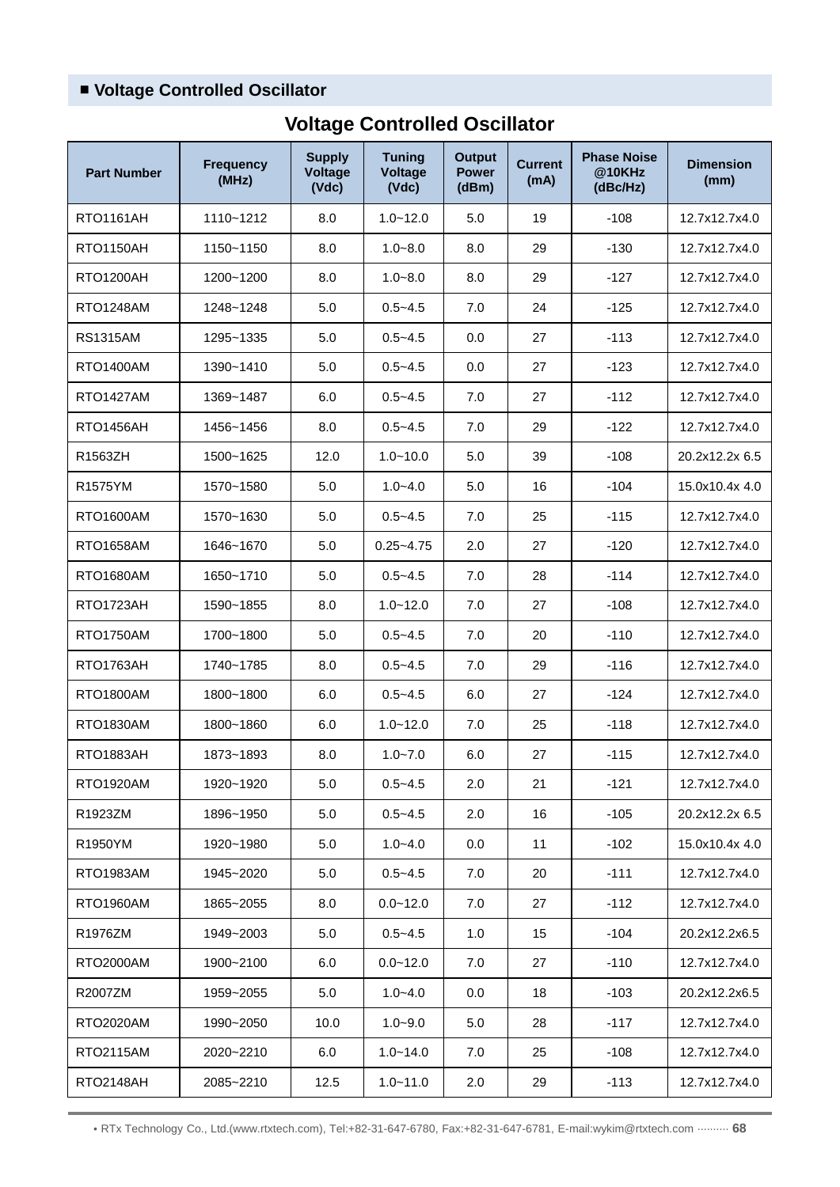## ■ Voltage Controlled Oscillator

### Voltage Controlled Oscillator

| Part Number | Frequency (MHz) | Supply Voltage (Vdc) | Tuning Voltage (Vdc) | Output Power (dBm) | Current (mA) | Phase Noise @10KHz (dBc/Hz) | Dimension (mm) |
|---|---|---|---|---|---|---|---|
| RTO1161AH | 1110~1212 | 8.0 | 1.0~12.0 | 5.0 | 19 | -108 | 12.7x12.7x4.0 |
| RTO1150AH | 1150~1150 | 8.0 | 1.0~8.0 | 8.0 | 29 | -130 | 12.7x12.7x4.0 |
| RTO1200AH | 1200~1200 | 8.0 | 1.0~8.0 | 8.0 | 29 | -127 | 12.7x12.7x4.0 |
| RTO1248AM | 1248~1248 | 5.0 | 0.5~4.5 | 7.0 | 24 | -125 | 12.7x12.7x4.0 |
| RS1315AM | 1295~1335 | 5.0 | 0.5~4.5 | 0.0 | 27 | -113 | 12.7x12.7x4.0 |
| RTO1400AM | 1390~1410 | 5.0 | 0.5~4.5 | 0.0 | 27 | -123 | 12.7x12.7x4.0 |
| RTO1427AM | 1369~1487 | 6.0 | 0.5~4.5 | 7.0 | 27 | -112 | 12.7x12.7x4.0 |
| RTO1456AH | 1456~1456 | 8.0 | 0.5~4.5 | 7.0 | 29 | -122 | 12.7x12.7x4.0 |
| R1563ZH | 1500~1625 | 12.0 | 1.0~10.0 | 5.0 | 39 | -108 | 20.2x12.2x 6.5 |
| R1575YM | 1570~1580 | 5.0 | 1.0~4.0 | 5.0 | 16 | -104 | 15.0x10.4x 4.0 |
| RTO1600AM | 1570~1630 | 5.0 | 0.5~4.5 | 7.0 | 25 | -115 | 12.7x12.7x4.0 |
| RTO1658AM | 1646~1670 | 5.0 | 0.25~4.75 | 2.0 | 27 | -120 | 12.7x12.7x4.0 |
| RTO1680AM | 1650~1710 | 5.0 | 0.5~4.5 | 7.0 | 28 | -114 | 12.7x12.7x4.0 |
| RTO1723AH | 1590~1855 | 8.0 | 1.0~12.0 | 7.0 | 27 | -108 | 12.7x12.7x4.0 |
| RTO1750AM | 1700~1800 | 5.0 | 0.5~4.5 | 7.0 | 20 | -110 | 12.7x12.7x4.0 |
| RTO1763AH | 1740~1785 | 8.0 | 0.5~4.5 | 7.0 | 29 | -116 | 12.7x12.7x4.0 |
| RTO1800AM | 1800~1800 | 6.0 | 0.5~4.5 | 6.0 | 27 | -124 | 12.7x12.7x4.0 |
| RTO1830AM | 1800~1860 | 6.0 | 1.0~12.0 | 7.0 | 25 | -118 | 12.7x12.7x4.0 |
| RTO1883AH | 1873~1893 | 8.0 | 1.0~7.0 | 6.0 | 27 | -115 | 12.7x12.7x4.0 |
| RTO1920AM | 1920~1920 | 5.0 | 0.5~4.5 | 2.0 | 21 | -121 | 12.7x12.7x4.0 |
| R1923ZM | 1896~1950 | 5.0 | 0.5~4.5 | 2.0 | 16 | -105 | 20.2x12.2x 6.5 |
| R1950YM | 1920~1980 | 5.0 | 1.0~4.0 | 0.0 | 11 | -102 | 15.0x10.4x 4.0 |
| RTO1983AM | 1945~2020 | 5.0 | 0.5~4.5 | 7.0 | 20 | -111 | 12.7x12.7x4.0 |
| RTO1960AM | 1865~2055 | 8.0 | 0.0~12.0 | 7.0 | 27 | -112 | 12.7x12.7x4.0 |
| R1976ZM | 1949~2003 | 5.0 | 0.5~4.5 | 1.0 | 15 | -104 | 20.2x12.2x6.5 |
| RTO2000AM | 1900~2100 | 6.0 | 0.0~12.0 | 7.0 | 27 | -110 | 12.7x12.7x4.0 |
| R2007ZM | 1959~2055 | 5.0 | 1.0~4.0 | 0.0 | 18 | -103 | 20.2x12.2x6.5 |
| RTO2020AM | 1990~2050 | 10.0 | 1.0~9.0 | 5.0 | 28 | -117 | 12.7x12.7x4.0 |
| RTO2115AM | 2020~2210 | 6.0 | 1.0~14.0 | 7.0 | 25 | -108 | 12.7x12.7x4.0 |
| RTO2148AH | 2085~2210 | 12.5 | 1.0~11.0 | 2.0 | 29 | -113 | 12.7x12.7x4.0 |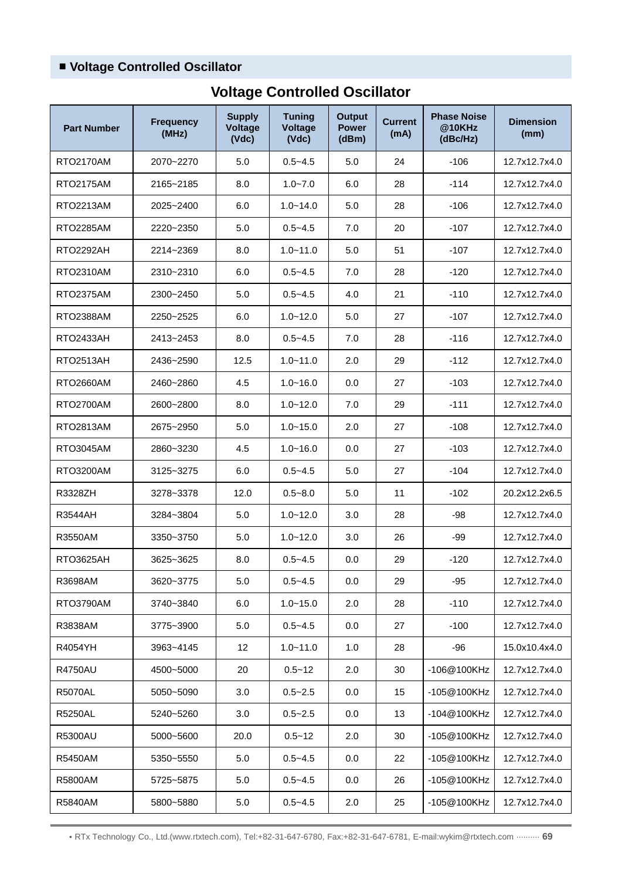## ■ Voltage Controlled Oscillator

### Voltage Controlled Oscillator

| Part Number | Frequency (MHz) | Supply Voltage (Vdc) | Tuning Voltage (Vdc) | Output Power (dBm) | Current (mA) | Phase Noise @10KHz (dBc/Hz) | Dimension (mm) |
|---|---|---|---|---|---|---|---|
| RTO2170AM | 2070~2270 | 5.0 | 0.5~4.5 | 5.0 | 24 | -106 | 12.7x12.7x4.0 |
| RTO2175AM | 2165~2185 | 8.0 | 1.0~7.0 | 6.0 | 28 | -114 | 12.7x12.7x4.0 |
| RTO2213AM | 2025~2400 | 6.0 | 1.0~14.0 | 5.0 | 28 | -106 | 12.7x12.7x4.0 |
| RTO2285AM | 2220~2350 | 5.0 | 0.5~4.5 | 7.0 | 20 | -107 | 12.7x12.7x4.0 |
| RTO2292AH | 2214~2369 | 8.0 | 1.0~11.0 | 5.0 | 51 | -107 | 12.7x12.7x4.0 |
| RTO2310AM | 2310~2310 | 6.0 | 0.5~4.5 | 7.0 | 28 | -120 | 12.7x12.7x4.0 |
| RTO2375AM | 2300~2450 | 5.0 | 0.5~4.5 | 4.0 | 21 | -110 | 12.7x12.7x4.0 |
| RTO2388AM | 2250~2525 | 6.0 | 1.0~12.0 | 5.0 | 27 | -107 | 12.7x12.7x4.0 |
| RTO2433AH | 2413~2453 | 8.0 | 0.5~4.5 | 7.0 | 28 | -116 | 12.7x12.7x4.0 |
| RTO2513AH | 2436~2590 | 12.5 | 1.0~11.0 | 2.0 | 29 | -112 | 12.7x12.7x4.0 |
| RTO2660AM | 2460~2860 | 4.5 | 1.0~16.0 | 0.0 | 27 | -103 | 12.7x12.7x4.0 |
| RTO2700AM | 2600~2800 | 8.0 | 1.0~12.0 | 7.0 | 29 | -111 | 12.7x12.7x4.0 |
| RTO2813AM | 2675~2950 | 5.0 | 1.0~15.0 | 2.0 | 27 | -108 | 12.7x12.7x4.0 |
| RTO3045AM | 2860~3230 | 4.5 | 1.0~16.0 | 0.0 | 27 | -103 | 12.7x12.7x4.0 |
| RTO3200AM | 3125~3275 | 6.0 | 0.5~4.5 | 5.0 | 27 | -104 | 12.7x12.7x4.0 |
| R3328ZH | 3278~3378 | 12.0 | 0.5~8.0 | 5.0 | 11 | -102 | 20.2x12.2x6.5 |
| R3544AH | 3284~3804 | 5.0 | 1.0~12.0 | 3.0 | 28 | -98 | 12.7x12.7x4.0 |
| R3550AM | 3350~3750 | 5.0 | 1.0~12.0 | 3.0 | 26 | -99 | 12.7x12.7x4.0 |
| RTO3625AH | 3625~3625 | 8.0 | 0.5~4.5 | 0.0 | 29 | -120 | 12.7x12.7x4.0 |
| R3698AM | 3620~3775 | 5.0 | 0.5~4.5 | 0.0 | 29 | -95 | 12.7x12.7x4.0 |
| RTO3790AM | 3740~3840 | 6.0 | 1.0~15.0 | 2.0 | 28 | -110 | 12.7x12.7x4.0 |
| R3838AM | 3775~3900 | 5.0 | 0.5~4.5 | 0.0 | 27 | -100 | 12.7x12.7x4.0 |
| R4054YH | 3963~4145 | 12 | 1.0~11.0 | 1.0 | 28 | -96 | 15.0x10.4x4.0 |
| R4750AU | 4500~5000 | 20 | 0.5~12 | 2.0 | 30 | -106@100KHz | 12.7x12.7x4.0 |
| R5070AL | 5050~5090 | 3.0 | 0.5~2.5 | 0.0 | 15 | -105@100KHz | 12.7x12.7x4.0 |
| R5250AL | 5240~5260 | 3.0 | 0.5~2.5 | 0.0 | 13 | -104@100KHz | 12.7x12.7x4.0 |
| R5300AU | 5000~5600 | 20.0 | 0.5~12 | 2.0 | 30 | -105@100KHz | 12.7x12.7x4.0 |
| R5450AM | 5350~5550 | 5.0 | 0.5~4.5 | 0.0 | 22 | -105@100KHz | 12.7x12.7x4.0 |
| R5800AM | 5725~5875 | 5.0 | 0.5~4.5 | 0.0 | 26 | -105@100KHz | 12.7x12.7x4.0 |
| R5840AM | 5800~5880 | 5.0 | 0.5~4.5 | 2.0 | 25 | -105@100KHz | 12.7x12.7x4.0 |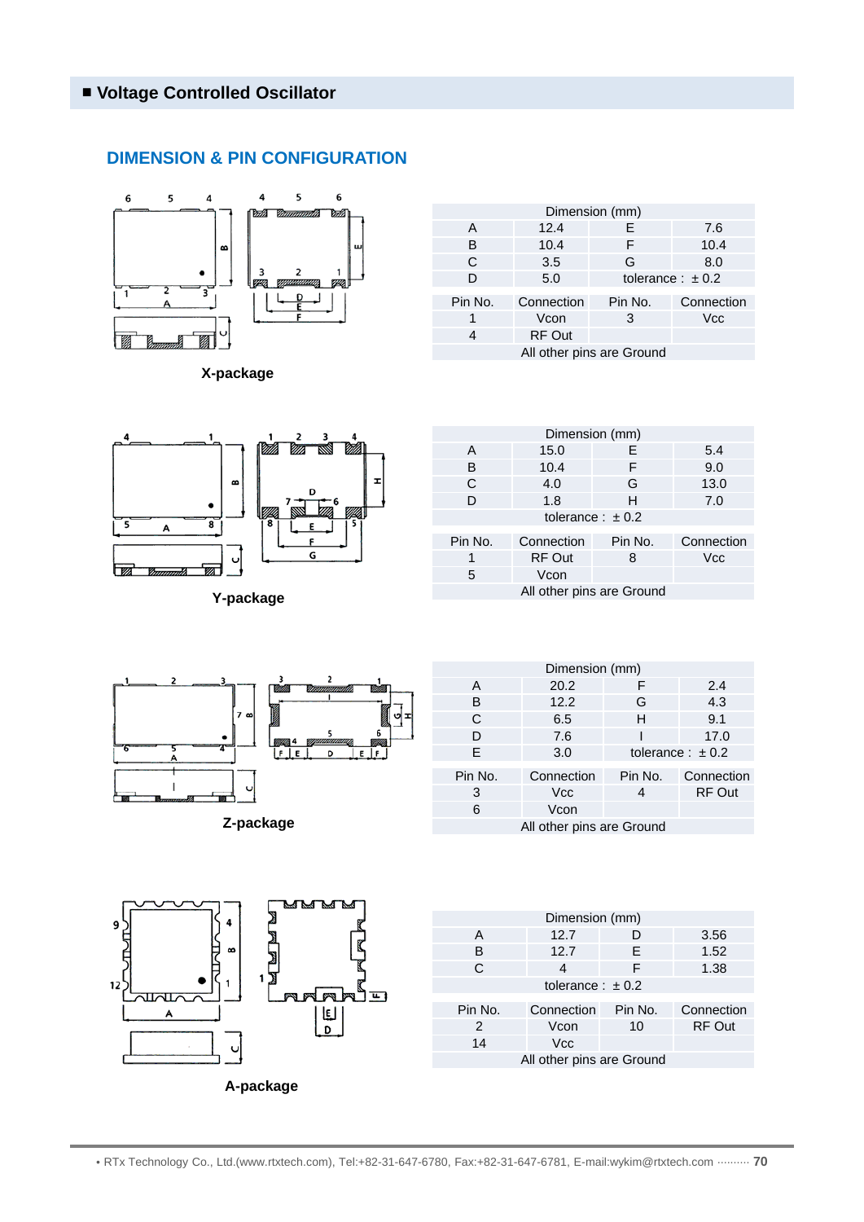## ■ Voltage Controlled Oscillator

### DIMENSION & PIN CONFIGURATION

**X-package**

| Dimension (mm) | | | |
|---|---|---|---|
| A | 12.4 | E | 7.6 |
| B | 10.4 | F | 10.4 |
| C | 3.5 | G | 8.0 |
| D | 5.0 | tolerance : ± 0.2 | |

| Pin No. | Connection | Pin No. | Connection |
|---|---|---|---|
| 1 | Vcon | 3 | Vcc |
| 4 | RF Out | | |
| All other pins are Ground | | | |

**Y-package**

| Dimension (mm) | | | |
|---|---|---|---|
| A | 15.0 | E | 5.4 |
| B | 10.4 | F | 9.0 |
| C | 4.0 | G | 13.0 |
| D | 1.8 | H | 7.0 |
| tolerance : ± 0.2 | | | |

| Pin No. | Connection | Pin No. | Connection |
|---|---|---|---|
| 1 | RF Out | 8 | Vcc |
| 5 | Vcon | | |
| All other pins are Ground | | | |

**Z-package**

| Dimension (mm) | | | |
|---|---|---|---|
| A | 20.2 | F | 2.4 |
| B | 12.2 | G | 4.3 |
| C | 6.5 | H | 9.1 |
| D | 7.6 | I | 17.0 |
| E | 3.0 | tolerance : ± 0.2 | |

| Pin No. | Connection | Pin No. | Connection |
|---|---|---|---|
| 3 | Vcc | 4 | RF Out |
| 6 | Vcon | | |
| All other pins are Ground | | | |

**A-package**

| Dimension (mm) | | | |
|---|---|---|---|
| A | 12.7 | D | 3.56 |
| B | 12.7 | E | 1.52 |
| C | 4 | F | 1.38 |
| tolerance : ± 0.2 | | | |

| Pin No. | Connection | Pin No. | Connection |
|---|---|---|---|
| 2 | Vcon | 10 | RF Out |
| 14 | Vcc | | |
| All other pins are Ground | | | |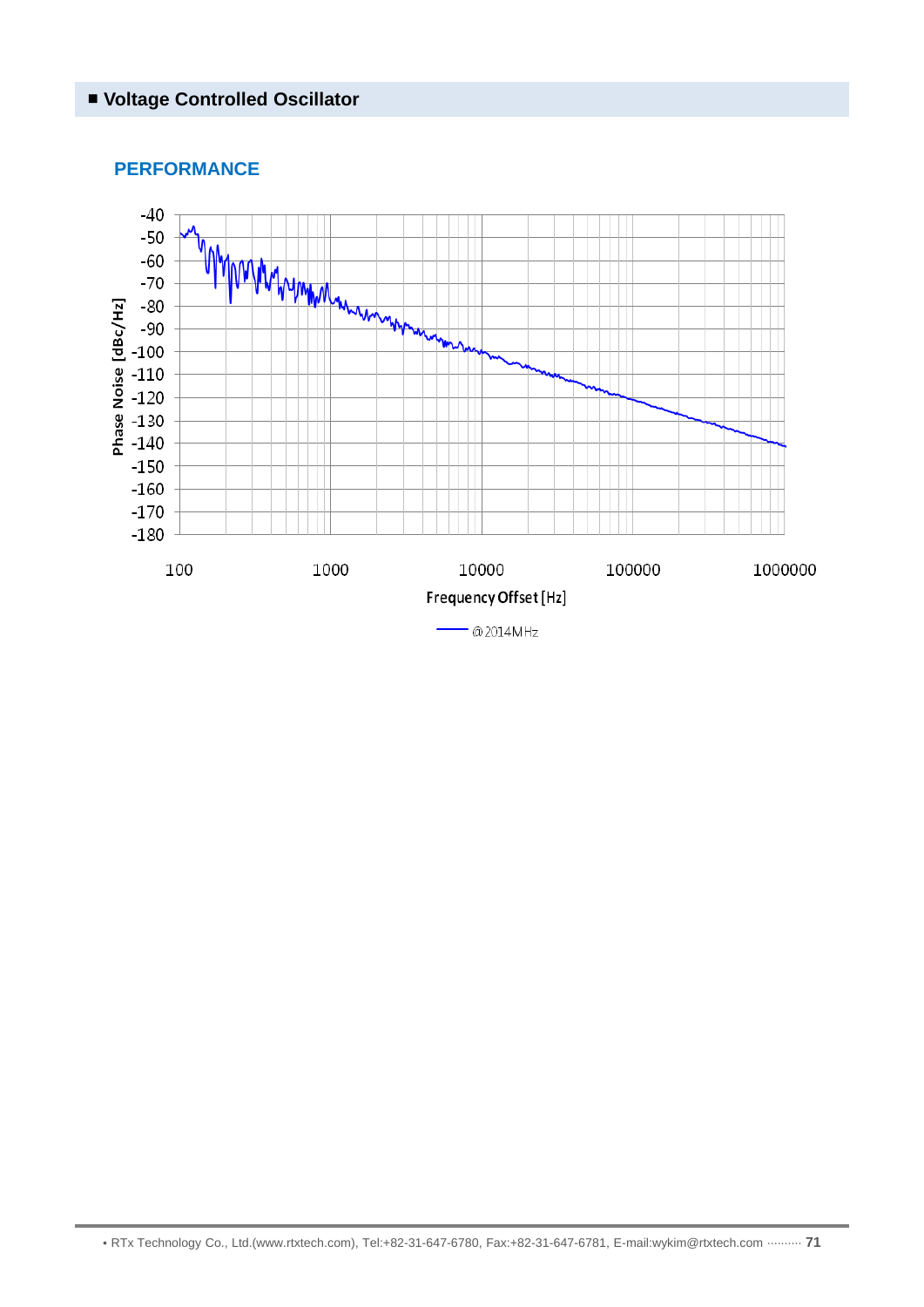## ■ Voltage Controlled Oscillator

### PERFORMANCE

Phase Noise [dBc/Hz]

-40
-50
-60
-70
-80
-90
-100
-110
-120
-130
-140
-150
-160
-170
-180

100
1000
10000
100000
1000000

Frequency Offset [Hz]

@2014MHz